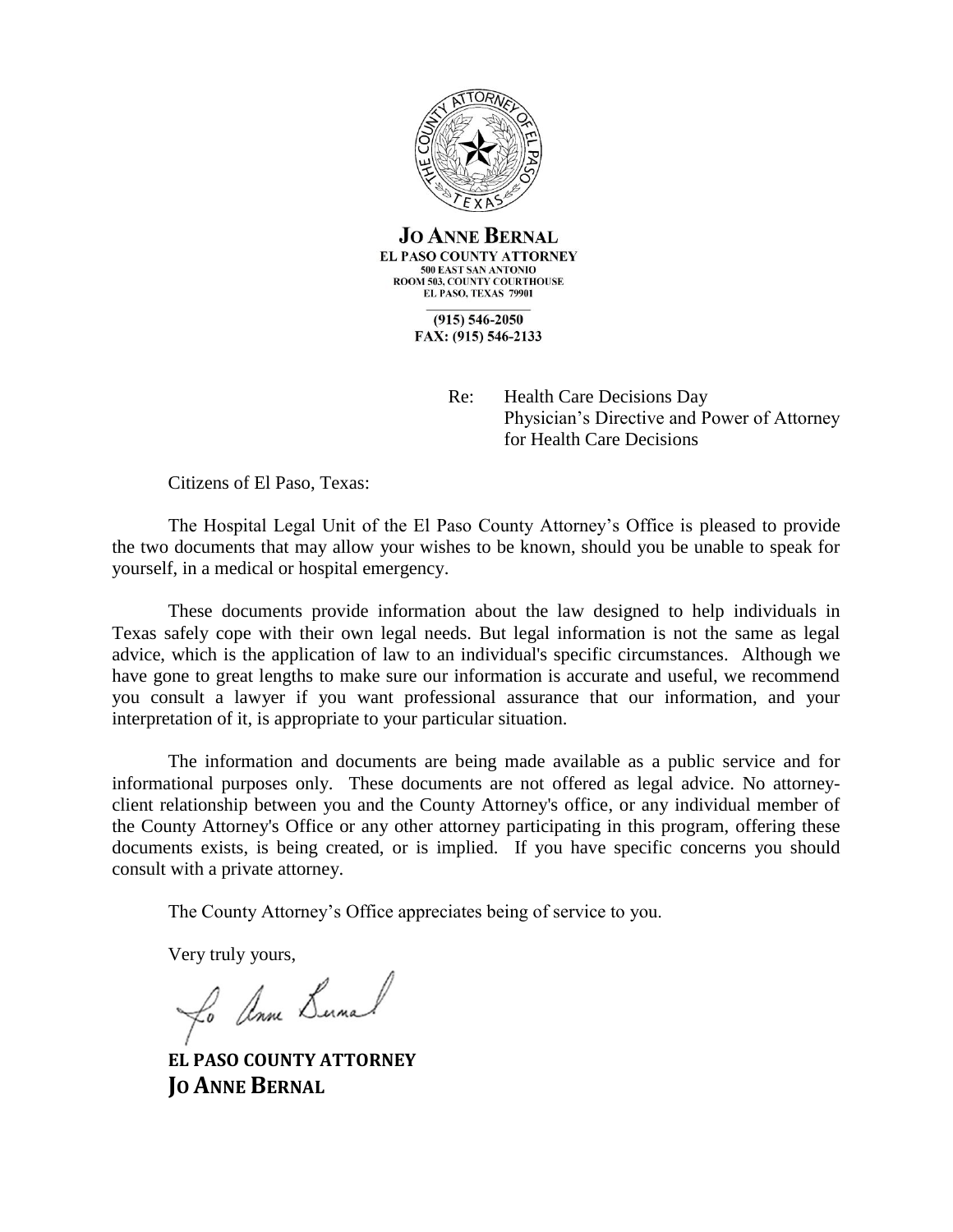**JO ANNE BERNAL**
**EL PASO COUNTY ATTORNEY**
500 EAST SAN ANTONIO
ROOM 503, COUNTY COURTHOUSE
EL PASO, TEXAS 79901

(915) 546-2050
FAX: (915) 546-2133

Re: Health Care Decisions Day
Physician's Directive and Power of Attorney
for Health Care Decisions

Citizens of El Paso, Texas:

The Hospital Legal Unit of the El Paso County Attorney's Office is pleased to provide the two documents that may allow your wishes to be known, should you be unable to speak for yourself, in a medical or hospital emergency.

These documents provide information about the law designed to help individuals in Texas safely cope with their own legal needs. But legal information is not the same as legal advice, which is the application of law to an individual's specific circumstances. Although we have gone to great lengths to make sure our information is accurate and useful, we recommend you consult a lawyer if you want professional assurance that our information, and your interpretation of it, is appropriate to your particular situation.

The information and documents are being made available as a public service and for informational purposes only. These documents are not offered as legal advice. No attorney-client relationship between you and the County Attorney's office, or any individual member of the County Attorney's Office or any other attorney participating in this program, offering these documents exists, is being created, or is implied. If you have specific concerns you should consult with a private attorney.

The County Attorney's Office appreciates being of service to you.

Very truly yours,

Jo Anne Bernal

**EL PASO COUNTY ATTORNEY**
**JO ANNE BERNAL**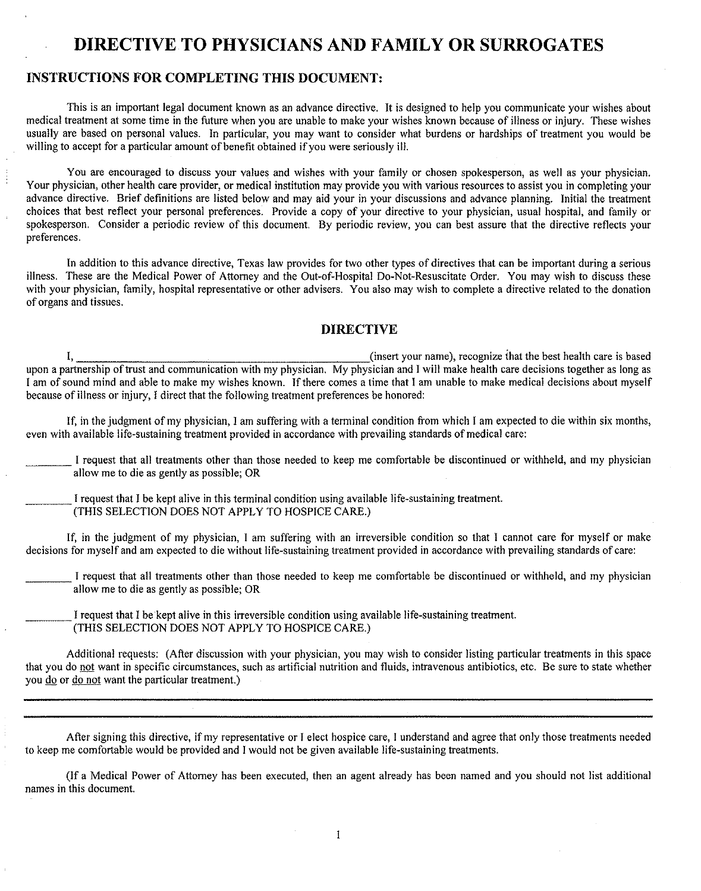# DIRECTIVE TO PHYSICIANS AND FAMILY OR SURROGATES

## INSTRUCTIONS FOR COMPLETING THIS DOCUMENT:

This is an important legal document known as an advance directive. It is designed to help you communicate your wishes about medical treatment at some time in the future when you are unable to make your wishes known because of illness or injury. These wishes usually are based on personal values. In particular, you may want to consider what burdens or hardships of treatment you would be willing to accept for a particular amount of benefit obtained if you were seriously ill.

You are encouraged to discuss your values and wishes with your family or chosen spokesperson, as well as your physician. Your physician, other health care provider, or medical institution may provide you with various resources to assist you in completing your advance directive. Brief definitions are listed below and may aid your in your discussions and advance planning. Initial the treatment choices that best reflect your personal preferences. Provide a copy of your directive to your physician, usual hospital, and family or spokesperson. Consider a periodic review of this document. By periodic review, you can best assure that the directive reflects your preferences.

In addition to this advance directive, Texas law provides for two other types of directives that can be important during a serious illness. These are the Medical Power of Attorney and the Out-of-Hospital Do-Not-Resuscitate Order. You may wish to discuss these with your physician, family, hospital representative or other advisers. You also may wish to complete a directive related to the donation of organs and tissues.

## DIRECTIVE

I, ______________________________(insert your name), recognize that the best health care is based upon a partnership of trust and communication with my physician. My physician and I will make health care decisions together as long as I am of sound mind and able to make my wishes known. If there comes a time that I am unable to make medical decisions about myself because of illness or injury, I direct that the following treatment preferences be honored:

If, in the judgment of my physician, I am suffering with a terminal condition from which I am expected to die within six months, even with available life-sustaining treatment provided in accordance with prevailing standards of medical care:

________ I request that all treatments other than those needed to keep me comfortable be discontinued or withheld, and my physician allow me to die as gently as possible; OR

________ I request that I be kept alive in this terminal condition using available life-sustaining treatment. (THIS SELECTION DOES NOT APPLY TO HOSPICE CARE.)

If, in the judgment of my physician, I am suffering with an irreversible condition so that I cannot care for myself or make decisions for myself and am expected to die without life-sustaining treatment provided in accordance with prevailing standards of care:

________ I request that all treatments other than those needed to keep me comfortable be discontinued or withheld, and my physician allow me to die as gently as possible; OR

________ I request that I be kept alive in this irreversible condition using available life-sustaining treatment. (THIS SELECTION DOES NOT APPLY TO HOSPICE CARE.)

Additional requests: (After discussion with your physician, you may wish to consider listing particular treatments in this space that you do not want in specific circumstances, such as artificial nutrition and fluids, intravenous antibiotics, etc. Be sure to state whether you do or do not want the particular treatment.)

______________________________________________________________________________

______________________________________________________________________________

After signing this directive, if my representative or I elect hospice care, I understand and agree that only those treatments needed to keep me comfortable would be provided and I would not be given available life-sustaining treatments.

(If a Medical Power of Attorney has been executed, then an agent already has been named and you should not list additional names in this document.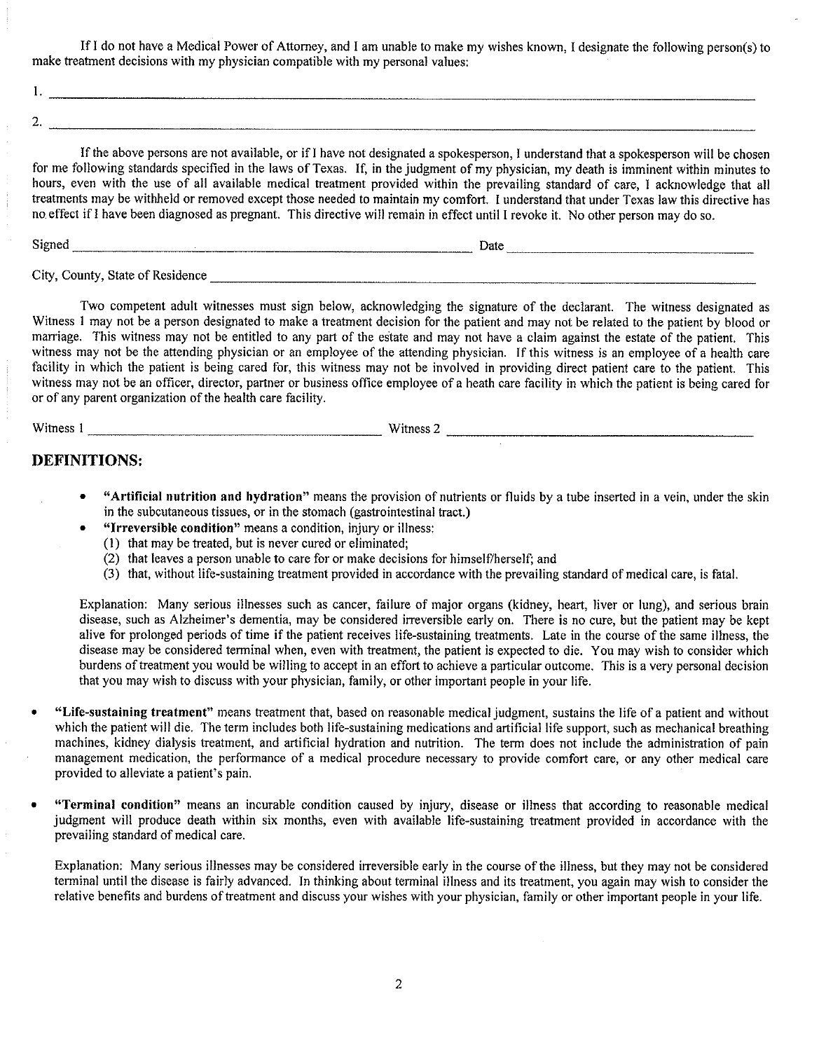If I do not have a Medical Power of Attorney, and I am unable to make my wishes known, I designate the following person(s) to make treatment decisions with my physician compatible with my personal values:

1. ______________________________________________________________________________

2. ______________________________________________________________________________

If the above persons are not available, or if I have not designated a spokesperson, I understand that a spokesperson will be chosen for me following standards specified in the laws of Texas. If, in the judgment of my physician, my death is imminent within minutes to hours, even with the use of all available medical treatment provided within the prevailing standard of care, I acknowledge that all treatments may be withheld or removed except those needed to maintain my comfort. I understand that under Texas law this directive has no effect if I have been diagnosed as pregnant. This directive will remain in effect until I revoke it. No other person may do so.

Signed ______________________________________________ Date ______________________________

City, County, State of Residence ______________________________________________________________

Two competent adult witnesses must sign below, acknowledging the signature of the declarant. The witness designated as Witness 1 may not be a person designated to make a treatment decision for the patient and may not be related to the patient by blood or marriage. This witness may not be entitled to any part of the estate and may not have a claim against the estate of the patient. This witness may not be the attending physician or an employee of the attending physician. If this witness is an employee of a health care facility in which the patient is being cared for, this witness may not be involved in providing direct patient care to the patient. This witness may not be an officer, director, partner or business office employee of a heath care facility in which the patient is being cared for or of any parent organization of the health care facility.

Witness 1 ______________________________________ Witness 2 ______________________________________

## DEFINITIONS:

- **"Artificial nutrition and hydration"** means the provision of nutrients or fluids by a tube inserted in a vein, under the skin in the subcutaneous tissues, or in the stomach (gastrointestinal tract.)
- **"Irreversible condition"** means a condition, injury or illness:
  (1) that may be treated, but is never cured or eliminated;
  (2) that leaves a person unable to care for or make decisions for himself/herself; and
  (3) that, without life-sustaining treatment provided in accordance with the prevailing standard of medical care, is fatal.

  Explanation: Many serious illnesses such as cancer, failure of major organs (kidney, heart, liver or lung), and serious brain disease, such as Alzheimer's dementia, may be considered irreversible early on. There is no cure, but the patient may be kept alive for prolonged periods of time if the patient receives life-sustaining treatments. Late in the course of the same illness, the disease may be considered terminal when, even with treatment, the patient is expected to die. You may wish to consider which burdens of treatment you would be willing to accept in an effort to achieve a particular outcome. This is a very personal decision that you may wish to discuss with your physician, family, or other important people in your life.

- **"Life-sustaining treatment"** means treatment that, based on reasonable medical judgment, sustains the life of a patient and without which the patient will die. The term includes both life-sustaining medications and artificial life support, such as mechanical breathing machines, kidney dialysis treatment, and artificial hydration and nutrition. The term does not include the administration of pain management medication, the performance of a medical procedure necessary to provide comfort care, or any other medical care provided to alleviate a patient's pain.

- **"Terminal condition"** means an incurable condition caused by injury, disease or illness that according to reasonable medical judgment will produce death within six months, even with available life-sustaining treatment provided in accordance with the prevailing standard of medical care.

  Explanation: Many serious illnesses may be considered irreversible early in the course of the illness, but they may not be considered terminal until the disease is fairly advanced. In thinking about terminal illness and its treatment, you again may wish to consider the relative benefits and burdens of treatment and discuss your wishes with your physician, family or other important people in your life.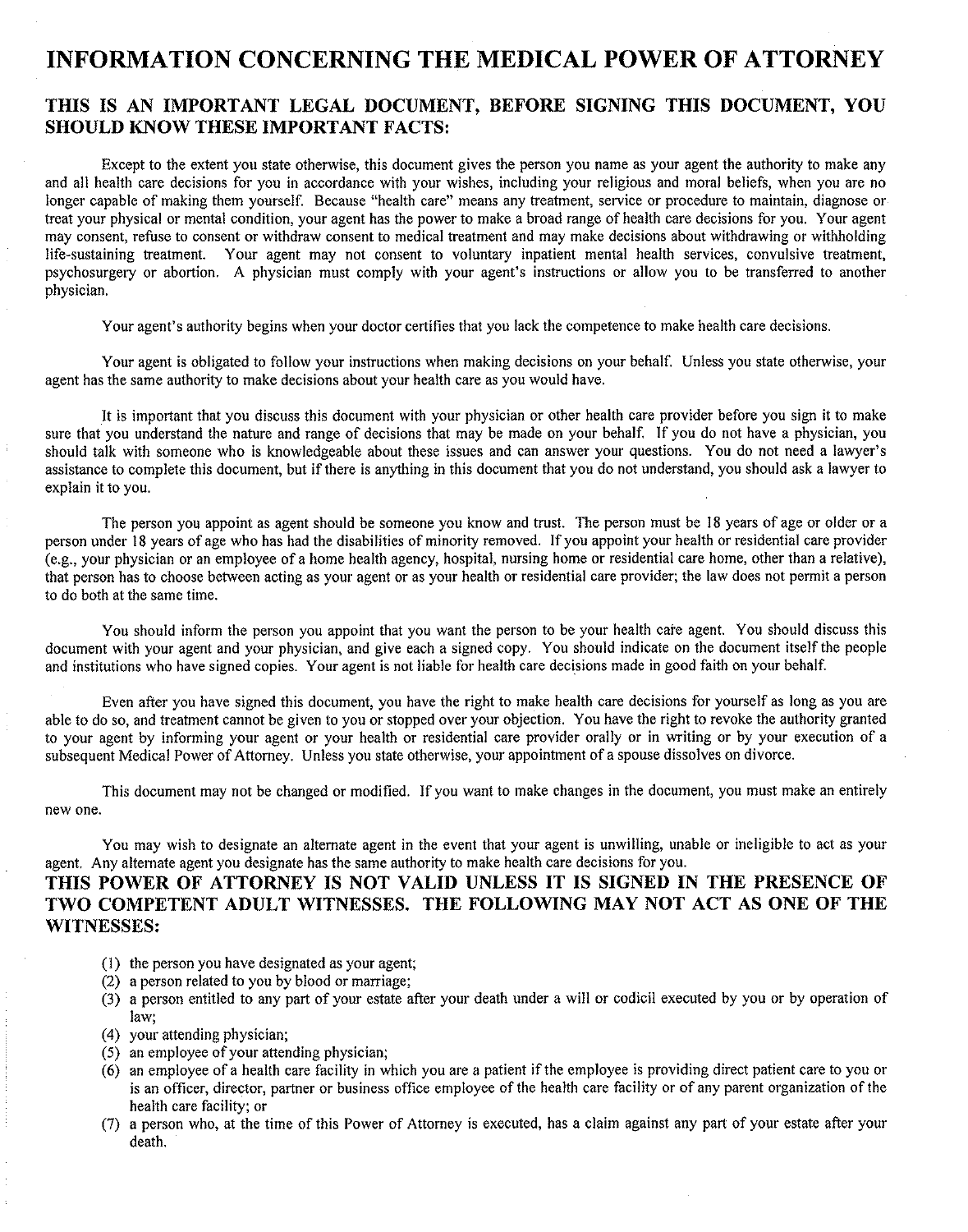# INFORMATION CONCERNING THE MEDICAL POWER OF ATTORNEY

## THIS IS AN IMPORTANT LEGAL DOCUMENT, BEFORE SIGNING THIS DOCUMENT, YOU SHOULD KNOW THESE IMPORTANT FACTS:

Except to the extent you state otherwise, this document gives the person you name as your agent the authority to make any and all health care decisions for you in accordance with your wishes, including your religious and moral beliefs, when you are no longer capable of making them yourself. Because "health care" means any treatment, service or procedure to maintain, diagnose or treat your physical or mental condition, your agent has the power to make a broad range of health care decisions for you. Your agent may consent, refuse to consent or withdraw consent to medical treatment and may make decisions about withdrawing or withholding life-sustaining treatment. Your agent may not consent to voluntary inpatient mental health services, convulsive treatment, psychosurgery or abortion. A physician must comply with your agent's instructions or allow you to be transferred to another physician.

Your agent's authority begins when your doctor certifies that you lack the competence to make health care decisions.

Your agent is obligated to follow your instructions when making decisions on your behalf. Unless you state otherwise, your agent has the same authority to make decisions about your health care as you would have.

It is important that you discuss this document with your physician or other health care provider before you sign it to make sure that you understand the nature and range of decisions that may be made on your behalf. If you do not have a physician, you should talk with someone who is knowledgeable about these issues and can answer your questions. You do not need a lawyer's assistance to complete this document, but if there is anything in this document that you do not understand, you should ask a lawyer to explain it to you.

The person you appoint as agent should be someone you know and trust. The person must be 18 years of age or older or a person under 18 years of age who has had the disabilities of minority removed. If you appoint your health or residential care provider (e.g., your physician or an employee of a home health agency, hospital, nursing home or residential care home, other than a relative), that person has to choose between acting as your agent or as your health or residential care provider; the law does not permit a person to do both at the same time.

You should inform the person you appoint that you want the person to be your health care agent. You should discuss this document with your agent and your physician, and give each a signed copy. You should indicate on the document itself the people and institutions who have signed copies. Your agent is not liable for health care decisions made in good faith on your behalf.

Even after you have signed this document, you have the right to make health care decisions for yourself as long as you are able to do so, and treatment cannot be given to you or stopped over your objection. You have the right to revoke the authority granted to your agent by informing your agent or your health or residential care provider orally or in writing or by your execution of a subsequent Medical Power of Attorney. Unless you state otherwise, your appointment of a spouse dissolves on divorce.

This document may not be changed or modified. If you want to make changes in the document, you must make an entirely new one.

You may wish to designate an alternate agent in the event that your agent is unwilling, unable or ineligible to act as your agent. Any alternate agent you designate has the same authority to make health care decisions for you.

## THIS POWER OF ATTORNEY IS NOT VALID UNLESS IT IS SIGNED IN THE PRESENCE OF TWO COMPETENT ADULT WITNESSES. THE FOLLOWING MAY NOT ACT AS ONE OF THE WITNESSES:

(1) the person you have designated as your agent;
(2) a person related to you by blood or marriage;
(3) a person entitled to any part of your estate after your death under a will or codicil executed by you or by operation of law;
(4) your attending physician;
(5) an employee of your attending physician;
(6) an employee of a health care facility in which you are a patient if the employee is providing direct patient care to you or is an officer, director, partner or business office employee of the health care facility or of any parent organization of the health care facility; or
(7) a person who, at the time of this Power of Attorney is executed, has a claim against any part of your estate after your death.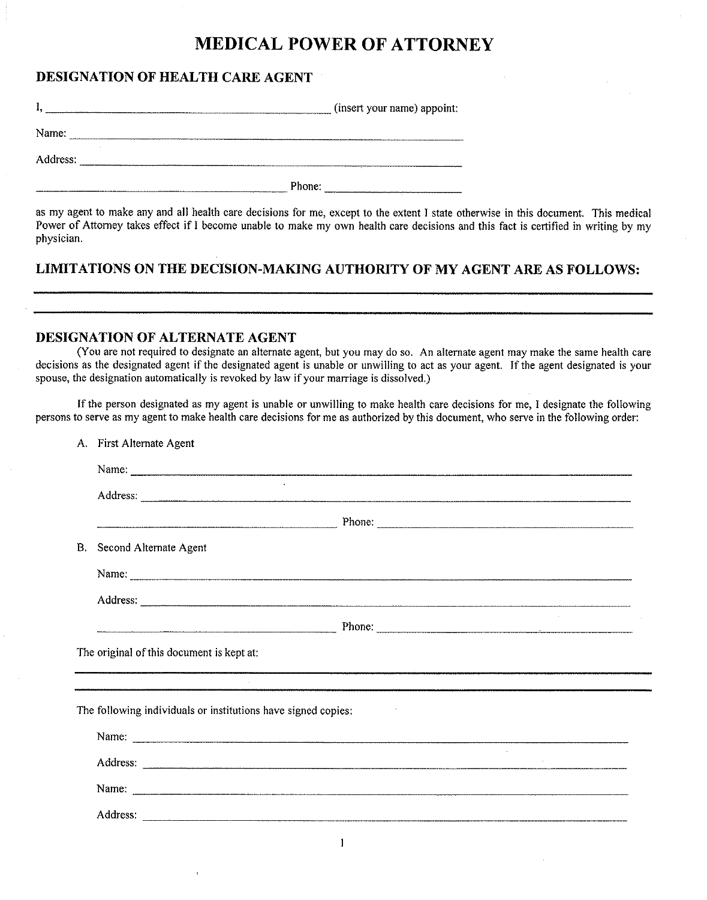# MEDICAL POWER OF ATTORNEY

## DESIGNATION OF HEALTH CARE AGENT

I, ______________________________ (insert your name) appoint:

Name: ______________________________

Address: ______________________________

______________________________ Phone: ______________________________

as my agent to make any and all health care decisions for me, except to the extent I state otherwise in this document. This medical Power of Attorney takes effect if I become unable to make my own health care decisions and this fact is certified in writing by my physician.

## LIMITATIONS ON THE DECISION-MAKING AUTHORITY OF MY AGENT ARE AS FOLLOWS:

______________________________

______________________________

## DESIGNATION OF ALTERNATE AGENT

(You are not required to designate an alternate agent, but you may do so. An alternate agent may make the same health care decisions as the designated agent if the designated agent is unable or unwilling to act as your agent. If the agent designated is your spouse, the designation automatically is revoked by law if your marriage is dissolved.)

If the person designated as my agent is unable or unwilling to make health care decisions for me, I designate the following persons to serve as my agent to make health care decisions for me as authorized by this document, who serve in the following order:

A. First Alternate Agent

Name: ______________________________

Address: ______________________________

______________________________ Phone: ______________________________

B. Second Alternate Agent

Name: ______________________________

Address: ______________________________

______________________________ Phone: ______________________________

The original of this document is kept at:

______________________________

______________________________

The following individuals or institutions have signed copies:

Name: ______________________________

Address: ______________________________

Name: ______________________________

Address: ______________________________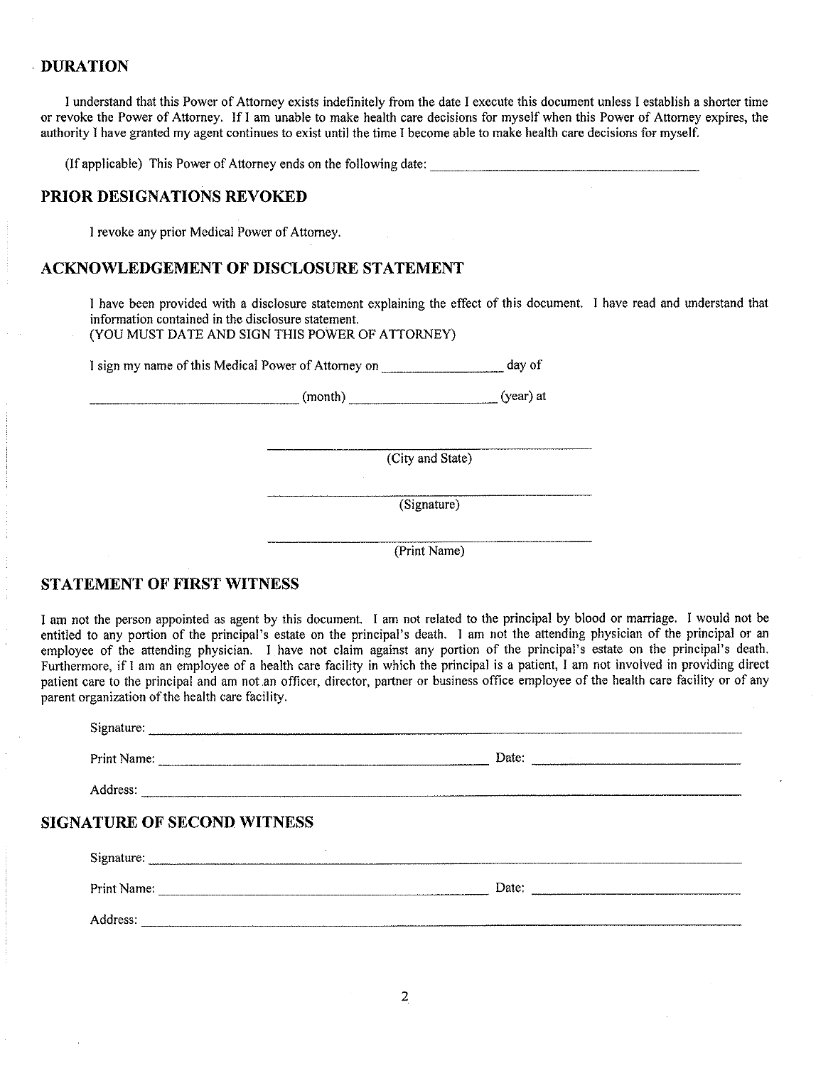## DURATION

I understand that this Power of Attorney exists indefinitely from the date I execute this document unless I establish a shorter time or revoke the Power of Attorney. If I am unable to make health care decisions for myself when this Power of Attorney expires, the authority I have granted my agent continues to exist until the time I become able to make health care decisions for myself.

(If applicable) This Power of Attorney ends on the following date: ______________________________

## PRIOR DESIGNATIONS REVOKED

I revoke any prior Medical Power of Attorney.

## ACKNOWLEDGEMENT OF DISCLOSURE STATEMENT

I have been provided with a disclosure statement explaining the effect of this document. I have read and understand that information contained in the disclosure statement.
(YOU MUST DATE AND SIGN THIS POWER OF ATTORNEY)

I sign my name of this Medical Power of Attorney on ______________ day of

______________________ (month) ______________ (year) at

______________________________
(City and State)

______________________________
(Signature)

______________________________
(Print Name)

## STATEMENT OF FIRST WITNESS

I am not the person appointed as agent by this document. I am not related to the principal by blood or marriage. I would not be entitled to any portion of the principal's estate on the principal's death. I am not the attending physician of the principal or an employee of the attending physician. I have not claim against any portion of the principal's estate on the principal's death. Furthermore, if I am an employee of a health care facility in which the principal is a patient, I am not involved in providing direct patient care to the principal and am not an officer, director, partner or business office employee of the health care facility or of any parent organization of the health care facility.

Signature: ______________________________________________

Print Name: ______________________________ Date: ______________________

Address: ______________________________________________

## SIGNATURE OF SECOND WITNESS

Signature: ______________________________________________

Print Name: ______________________________ Date: ______________________

Address: ______________________________________________